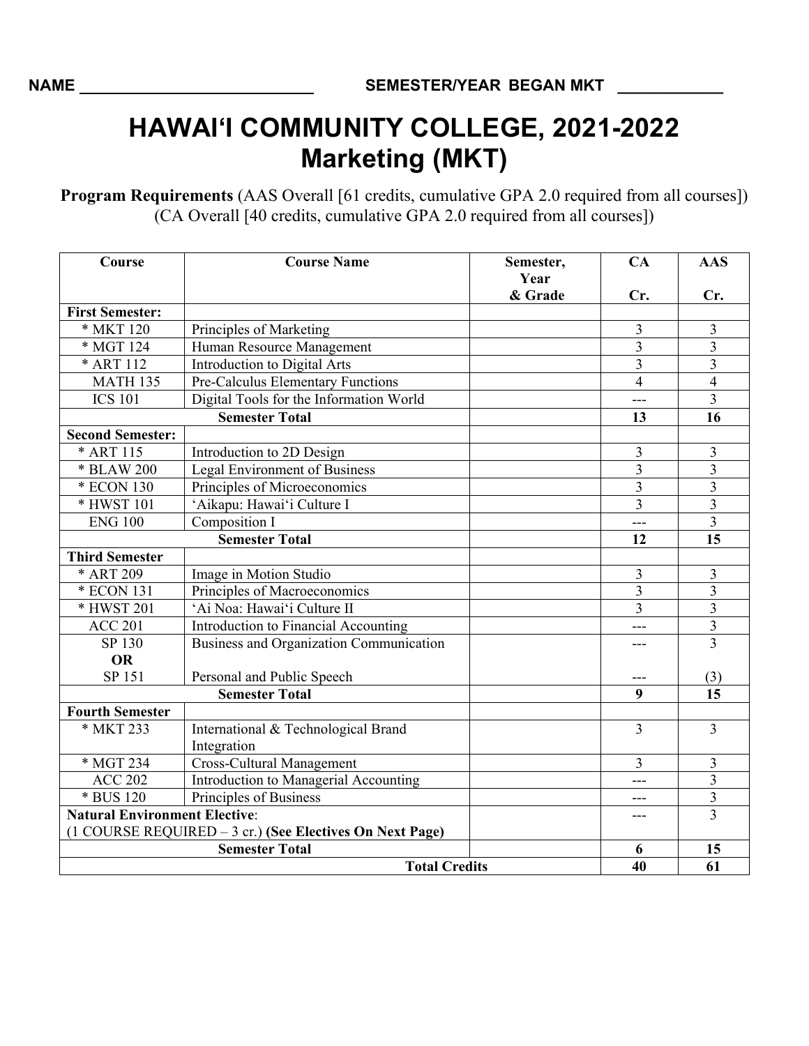**NAME** ____________________________ **SEMESTER/YEAR BEGAN MKT** ____________

# HAWAI‘I COMMUNITY COLLEGE, 2021-2022
# Marketing (MKT)

**Program Requirements** (AAS Overall [61 credits, cumulative GPA 2.0 required from all courses]) (CA Overall [40 credits, cumulative GPA 2.0 required from all courses])

| Course | Course Name | Semester, Year & Grade | CA Cr. | AAS Cr. |
|---|---|---|---|---|
| **First Semester:** | | | | |
| * MKT 120 | Principles of Marketing | | 3 | 3 |
| * MGT 124 | Human Resource Management | | 3 | 3 |
| * ART 112 | Introduction to Digital Arts | | 3 | 3 |
| MATH 135 | Pre-Calculus Elementary Functions | | 4 | 4 |
| ICS 101 | Digital Tools for the Information World | | --- | 3 |
| | **Semester Total** | | **13** | **16** |
| **Second Semester:** | | | | |
| * ART 115 | Introduction to 2D Design | | 3 | 3 |
| * BLAW 200 | Legal Environment of Business | | 3 | 3 |
| * ECON 130 | Principles of Microeconomics | | 3 | 3 |
| * HWST 101 | ‘Aikapu: Hawai‘i Culture I | | 3 | 3 |
| ENG 100 | Composition I | | --- | 3 |
| | **Semester Total** | | **12** | **15** |
| **Third Semester** | | | | |
| * ART 209 | Image in Motion Studio | | 3 | 3 |
| * ECON 131 | Principles of Macroeconomics | | 3 | 3 |
| * HWST 201 | ‘Ai Noa: Hawai‘i Culture II | | 3 | 3 |
| ACC 201 | Introduction to Financial Accounting | | --- | 3 |
| SP 130 **OR** SP 151 | Business and Organization Communication / Personal and Public Speech | | --- / --- | 3 / (3) |
| | **Semester Total** | | **9** | **15** |
| **Fourth Semester** | | | | |
| * MKT 233 | International & Technological Brand Integration | | 3 | 3 |
| * MGT 234 | Cross-Cultural Management | | 3 | 3 |
| ACC 202 | Introduction to Managerial Accounting | | --- | 3 |
| * BUS 120 | Principles of Business | | --- | 3 |
| **Natural Environment Elective**: (1 COURSE REQUIRED – 3 cr.) **(See Electives On Next Page)** | | | --- | 3 |
| | **Semester Total** | | **6** | **15** |
| | **Total Credits** | | **40** | **61** |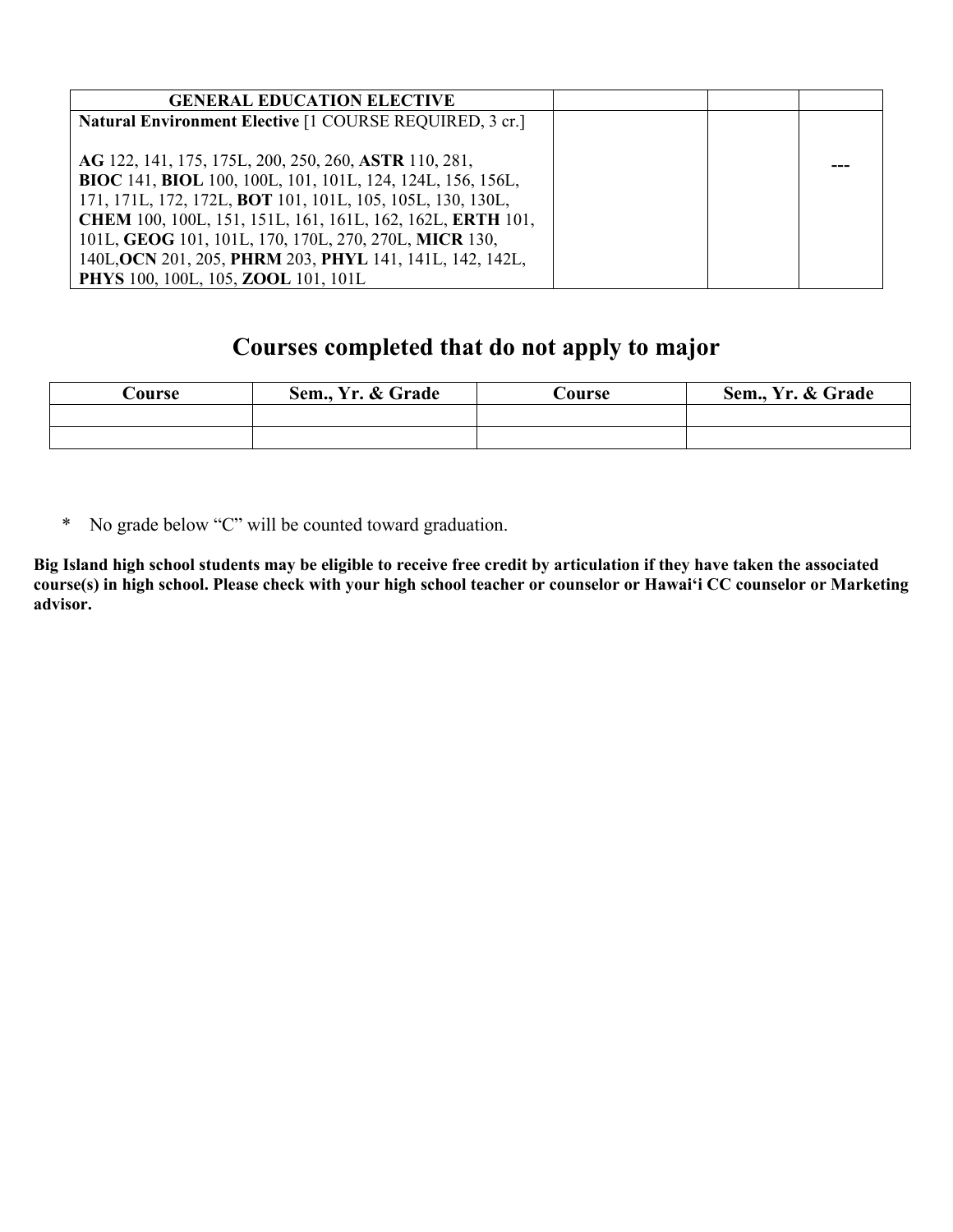| GENERAL EDUCATION ELECTIVE | | | |
| --- | --- | --- | --- |
| **Natural Environment Elective** [1 COURSE REQUIRED, 3 cr.]<br><br>**AG** 122, 141, 175, 175L, 200, 250, 260, **ASTR** 110, 281, **BIOC** 141, **BIOL** 100, 100L, 101, 101L, 124, 124L, 156, 156L, 171, 171L, 172, 172L, **BOT** 101, 101L, 105, 105L, 130, 130L, **CHEM** 100, 100L, 151, 151L, 161, 161L, 162, 162L, **ERTH** 101, 101L, **GEOG** 101, 101L, 170, 170L, 270, 270L, **MICR** 130, 140L,**OCN** 201, 205, **PHRM** 203, **PHYL** 141, 141L, 142, 142L, **PHYS** 100, 100L, 105, **ZOOL** 101, 101L | | | --- |

## Courses completed that do not apply to major

| Course | Sem., Yr. & Grade | Course | Sem., Yr. & Grade |
| --- | --- | --- | --- |
| | | | |
| | | | |

* No grade below "C" will be counted toward graduation.

**Big Island high school students may be eligible to receive free credit by articulation if they have taken the associated course(s) in high school. Please check with your high school teacher or counselor or Hawai'i CC counselor or Marketing advisor.**